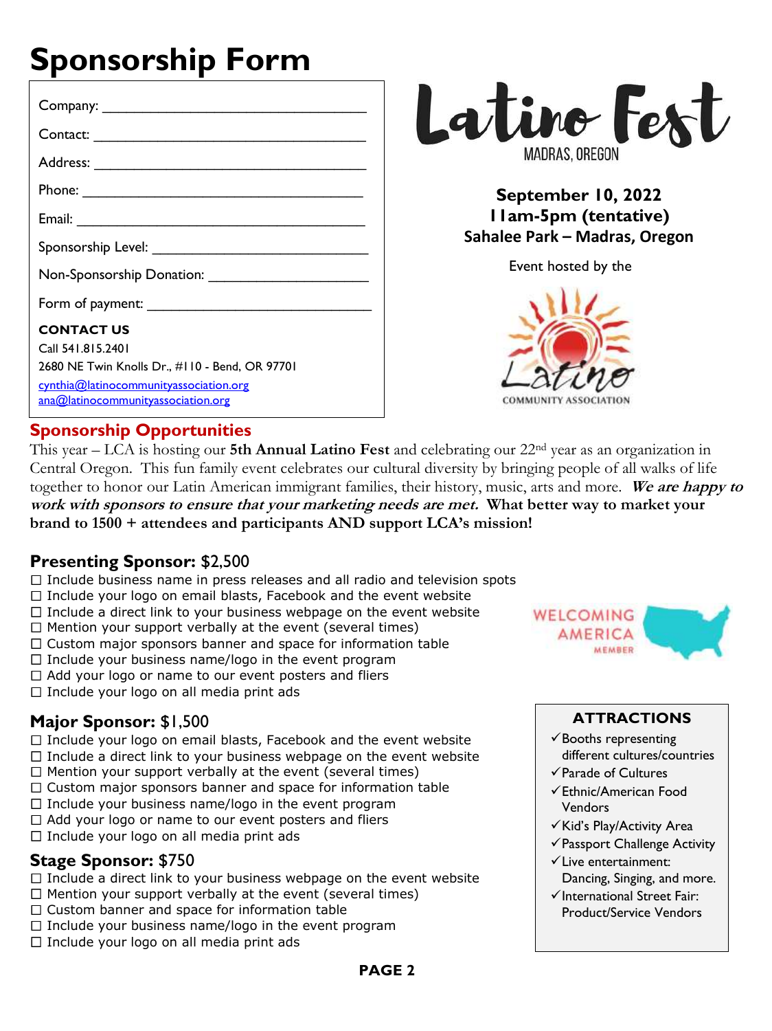# Sponsorship Form

Company: ______________________________

Contact: ______________________________

Address: ______________________________

Phone: ______________________________

Email: ______________________________

Sponsorship Level: ______________________________

Non-Sponsorship Donation: ______________________________

Form of payment: ______________________________

**CONTACT US**

Call 541.815.2401

2680 NE Twin Knolls Dr., #110 - Bend, OR 97701

cynthia@latinocommunityassociation.org

ana@latinocommunityassociation.org

**Latino Fest**
MADRAS, OREGON

**September 10, 2022**
**11am-5pm (tentative)**
**Sahalee Park – Madras, Oregon**

Event hosted by the Latino Community Association

## Sponsorship Opportunities

This year – LCA is hosting our **5th Annual Latino Fest** and celebrating our 22nd year as an organization in Central Oregon. This fun family event celebrates our cultural diversity by bringing people of all walks of life together to honor our Latin American immigrant families, their history, music, arts and more. ***We are happy to work with sponsors to ensure that your marketing needs are met.*** **What better way to market your brand to 1500 + attendees and participants AND support LCA's mission!**

### Presenting Sponsor: $2,500

- ☐ Include business name in press releases and all radio and television spots
- ☐ Include your logo on email blasts, Facebook and the event website
- ☐ Include a direct link to your business webpage on the event website
- ☐ Mention your support verbally at the event (several times)
- ☐ Custom major sponsors banner and space for information table
- ☐ Include your business name/logo in the event program
- ☐ Add your logo or name to our event posters and fliers
- ☐ Include your logo on all media print ads

### Major Sponsor: $1,500

- ☐ Include your logo on email blasts, Facebook and the event website
- ☐ Include a direct link to your business webpage on the event website
- ☐ Mention your support verbally at the event (several times)
- ☐ Custom major sponsors banner and space for information table
- ☐ Include your business name/logo in the event program
- ☐ Add your logo or name to our event posters and fliers
- ☐ Include your logo on all media print ads

### Stage Sponsor: $750

- ☐ Include a direct link to your business webpage on the event website
- ☐ Mention your support verbally at the event (several times)
- ☐ Custom banner and space for information table
- ☐ Include your business name/logo in the event program
- ☐ Include your logo on all media print ads

WELCOMING AMERICA MEMBER

**ATTRACTIONS**

- ✓ Booths representing different cultures/countries
- ✓ Parade of Cultures
- ✓ Ethnic/American Food Vendors
- ✓ Kid's Play/Activity Area
- ✓ Passport Challenge Activity
- ✓ Live entertainment: Dancing, Singing, and more.
- ✓ International Street Fair: Product/Service Vendors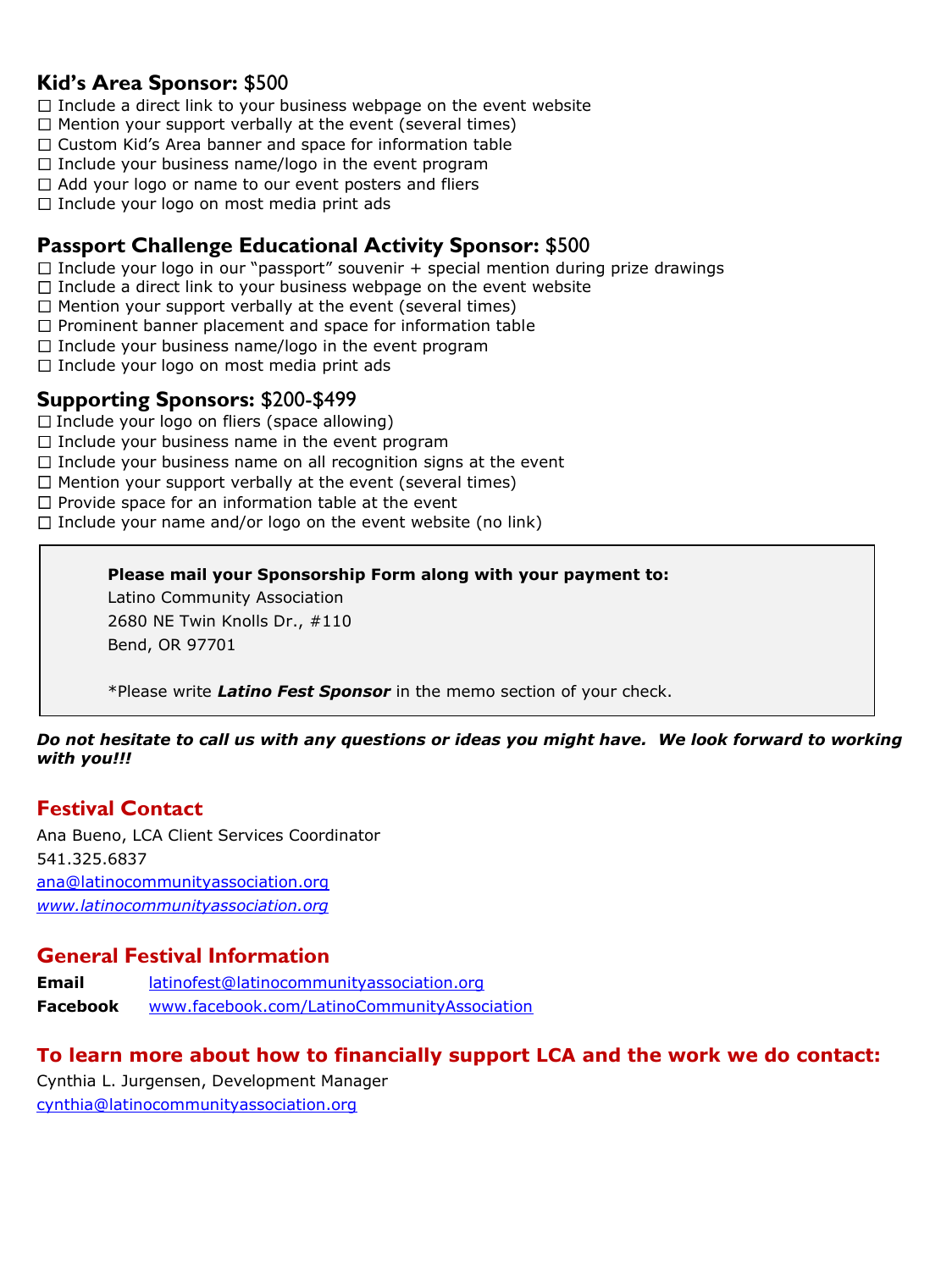## Kid's Area Sponsor: $500

- ☐ Include a direct link to your business webpage on the event website
- ☐ Mention your support verbally at the event (several times)
- ☐ Custom Kid's Area banner and space for information table
- ☐ Include your business name/logo in the event program
- ☐ Add your logo or name to our event posters and fliers
- ☐ Include your logo on most media print ads

## Passport Challenge Educational Activity Sponsor: $500

- ☐ Include your logo in our "passport" souvenir + special mention during prize drawings
- ☐ Include a direct link to your business webpage on the event website
- ☐ Mention your support verbally at the event (several times)
- ☐ Prominent banner placement and space for information table
- ☐ Include your business name/logo in the event program
- ☐ Include your logo on most media print ads

## Supporting Sponsors: $200-$499

- ☐ Include your logo on fliers (space allowing)
- ☐ Include your business name in the event program
- ☐ Include your business name on all recognition signs at the event
- ☐ Mention your support verbally at the event (several times)
- ☐ Provide space for an information table at the event
- ☐ Include your name and/or logo on the event website (no link)

> **Please mail your Sponsorship Form along with your payment to:**
> Latino Community Association
> 2680 NE Twin Knolls Dr., #110
> Bend, OR 97701
>
> *Please write ***Latino Fest Sponsor*** in the memo section of your check.

***Do not hesitate to call us with any questions or ideas you might have. We look forward to working with you!!!***

## Festival Contact

Ana Bueno, LCA Client Services Coordinator
541.325.6837
ana@latinocommunityassociation.org
*www.latinocommunityassociation.org*

## General Festival Information

**Email** latinofest@latinocommunityassociation.org
**Facebook** www.facebook.com/LatinoCommunityAssociation

## To learn more about how to financially support LCA and the work we do contact:

Cynthia L. Jurgensen, Development Manager
cynthia@latinocommunityassociation.org